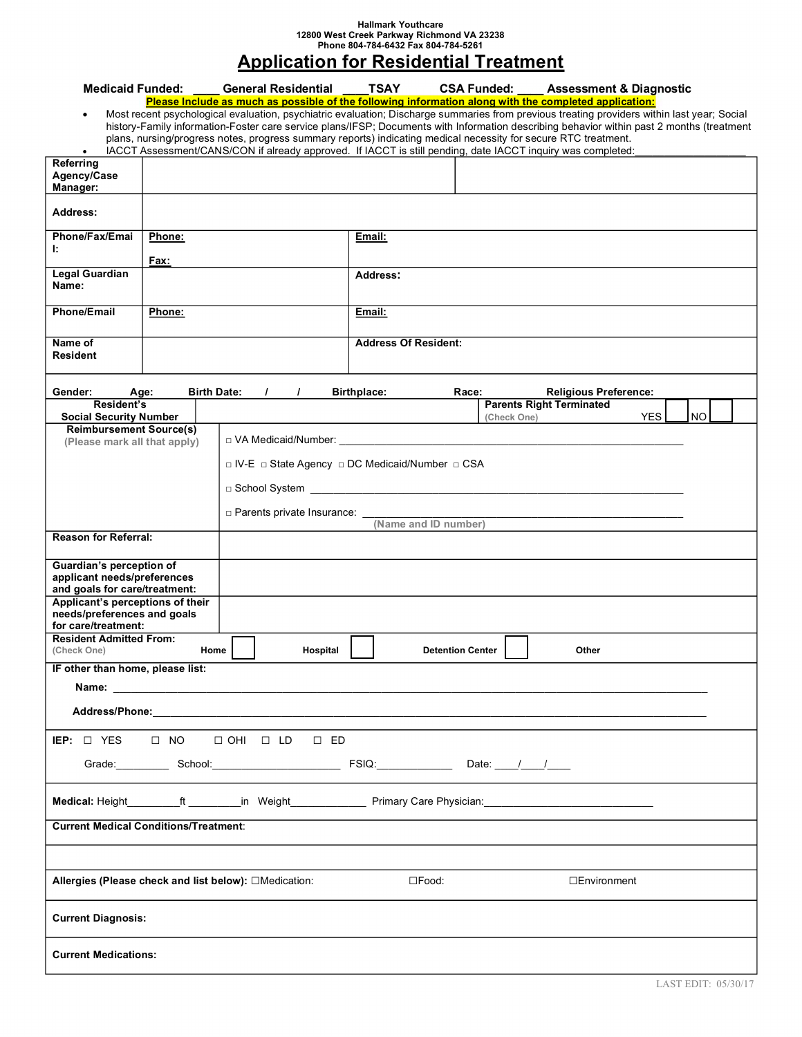**Hallmark Youthcare**
**12800 West Creek Parkway Richmond VA 23238**
**Phone 804-784-6432 Fax 804-784-5261**

# Application for Residential Treatment

**Medicaid Funded: ____ General Residential ____TSAY CSA Funded: ____ Assessment & Diagnostic**

**Please Include as much as possible of the following information along with the completed application:**

- Most recent psychological evaluation, psychiatric evaluation; Discharge summaries from previous treating providers within last year; Social history-Family information-Foster care service plans/IFSP; Documents with Information describing behavior within past 2 months (treatment plans, nursing/progress notes, progress summary reports) indicating medical necessity for secure RTC treatment.
- IACCT Assessment/CANS/CON if already approved. If IACCT is still pending, date IACCT inquiry was completed:___________________

| | | | |
|---|---|---|---|
| **Referring Agency/Case Manager:** | | | |
| **Address:** | | | |
| **Phone/Fax/Email:** | **Phone:** <br> **Fax:** | **Email:** | |
| **Legal Guardian Name:** | | **Address:** | |
| **Phone/Email** | **Phone:** | **Email:** | |
| **Name of Resident** | | **Address Of Resident:** | |

**Gender: Age: Birth Date: / / Birthplace: Race: Religious Preference:**

| | | | |
|---|---|---|---|
| **Resident's Social Security Number** | | **Parents Right Terminated** (Check One) | YES ☐ NO ☐ |
| **Reimbursement Source(s)** (Please mark all that apply) | □ VA Medicaid/Number: ________________________ <br> □ IV-E □ State Agency □ DC Medicaid/Number □ CSA <br> □ School System ________________________ <br> □ Parents private Insurance: ________________________ (Name and ID number) | | |
| **Reason for Referral:** | | | |
| **Guardian's perception of applicant needs/preferences and goals for care/treatment:** | | | |
| **Applicant's perceptions of their needs/preferences and goals for care/treatment:** | | | |

**Resident Admitted From:** (Check One) Home ☐ Hospital ☐ Detention Center ☐ Other

**IF other than home, please list:**

Name: ________________________________________________

Address/Phone:________________________________________________

**IEP:** ☐ YES ☐ NO ☐ OHI ☐ LD ☐ ED

Grade:_________ School:______________________ FSIQ:_____________ Date: ____/____/____

**Medical:** Height_________ft _________in Weight_____________ Primary Care Physician:____________________________

**Current Medical Conditions/Treatment**:

**Allergies (Please check and list below):** ☐Medication: ☐Food: ☐Environment

**Current Diagnosis:**

**Current Medications:**

LAST EDIT: 05/30/17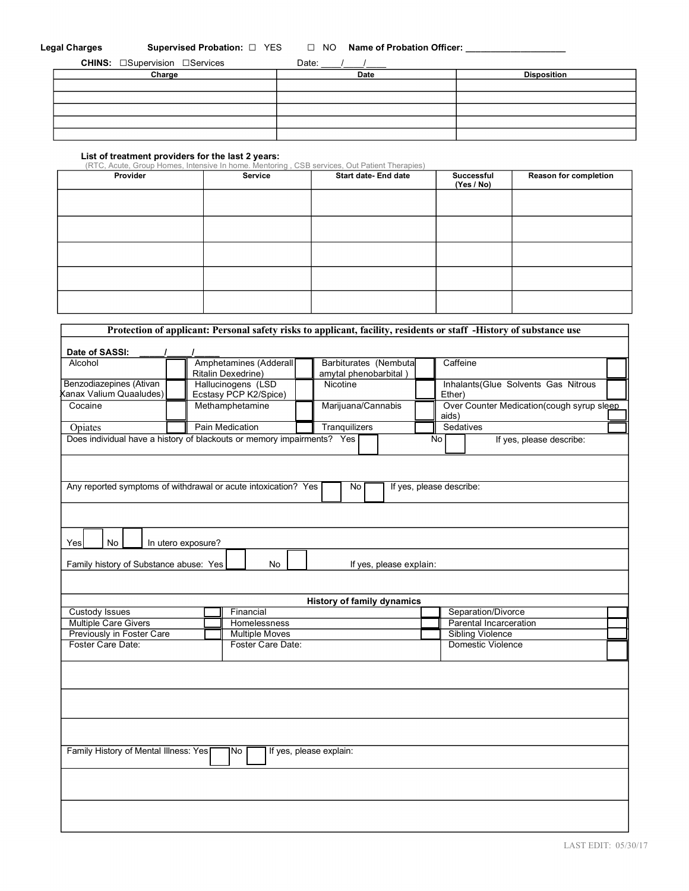**Legal Charges** **Supervised Probation:** ☐ YES ☐ NO **Name of Probation Officer:** ____________________

**CHINS:** ☐Supervision ☐Services Date: ____/____/____

| Charge | Date | Disposition |
|---|---|---|
| | | |
| | | |
| | | |
| | | |
| | | |

**List of treatment providers for the last 2 years:**
(RTC, Acute, Group Homes, Intensive In home. Mentoring , CSB services, Out Patient Therapies)

| Provider | Service | Start date- End date | Successful (Yes / No) | Reason for completion |
|---|---|---|---|---|
| | | | | |
| | | | | |
| | | | | |
| | | | | |
| | | | | |

**Protection of applicant: Personal safety risks to applicant, facility, residents or staff -History of substance use**

**Date of SASSI:** _____/_____/_____

| | | | | | | | |
|---|---|---|---|---|---|---|---|
| Alcohol | ☐ | Amphetamines (Adderall Ritalin Dexedrine) | ☐ | Barbiturates (Nembuta amytal phenobarbital ) | ☐ | Caffeine | ☐ |
| Benzodiazepines (Ativan Xanax Valium Quaaludes) | ☐ | Hallucinogens (LSD Ecstasy PCP K2/Spice) | ☐ | Nicotine | ☐ | Inhalants(Glue Solvents Gas Nitrous Ether) | ☐ |
| Cocaine | ☐ | Methamphetamine | ☐ | Marijuana/Cannabis | ☐ | Over Counter Medication(cough syrup sleep aids) | ☐ |
| Opiates | ☐ | Pain Medication | ☐ | Tranquilizers | ☐ | Sedatives | ☐ |

Does individual have a history of blackouts or memory impairments? Yes ☐ No ☐ If yes, please describe:

Any reported symptoms of withdrawal or acute intoxication? Yes ☐ No ☐ If yes, please describe:

Yes ☐ No ☐ In utero exposure?

Family history of Substance abuse: Yes ☐ No ☐ If yes, please explain:

**History of family dynamics**

| | | | | | |
|---|---|---|---|---|---|
| Custody Issues | ☐ | Financial | ☐ | Separation/Divorce | ☐ |
| Multiple Care Givers | ☐ | Homelessness | ☐ | Parental Incarceration | ☐ |
| Previously in Foster Care | ☐ | Multiple Moves | ☐ | Sibling Violence | ☐ |
| Foster Care Date: | | Foster Care Date: | | Domestic Violence | ☐ |

Family History of Mental Illness: Yes ☐ No ☐ If yes, please explain:

LAST EDIT: 05/30/17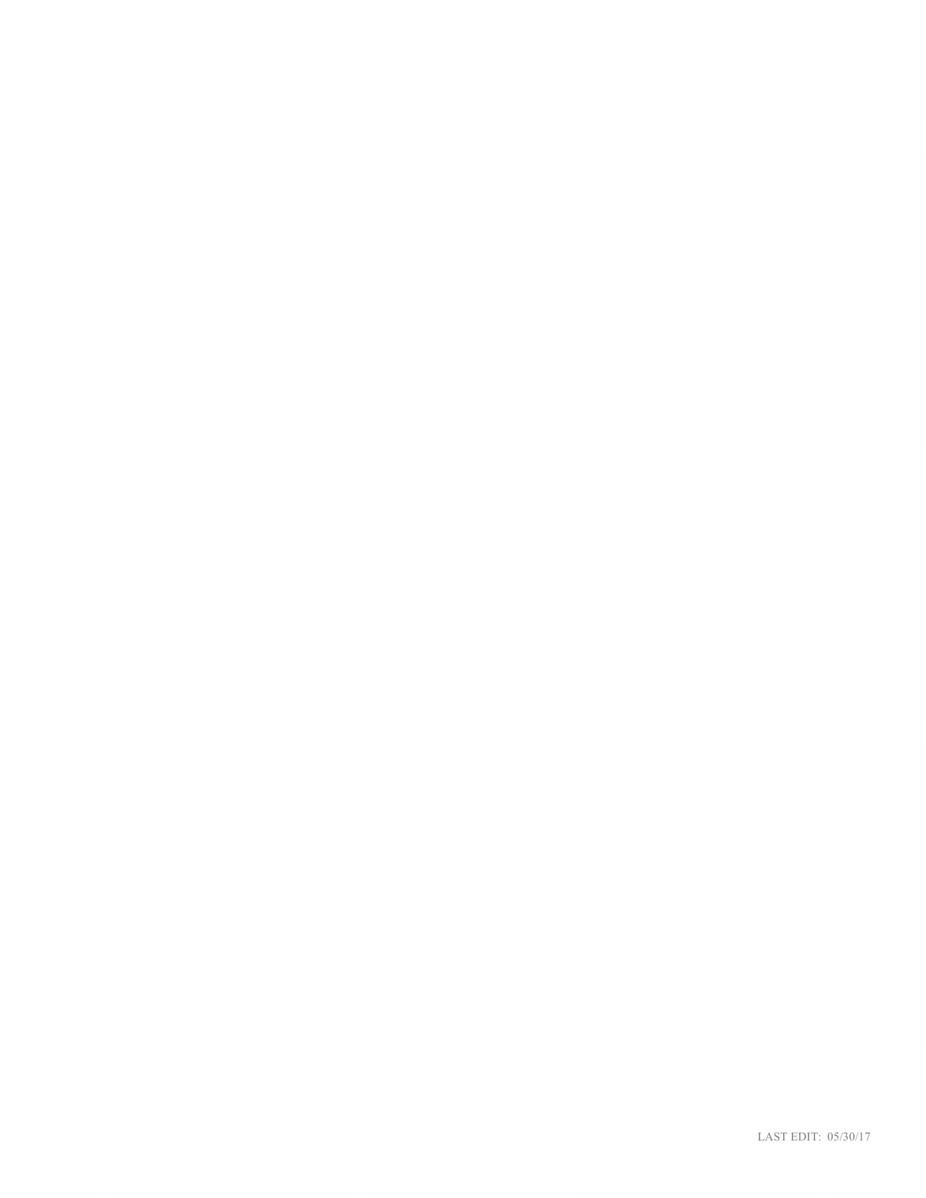LAST EDIT: 05/30/17